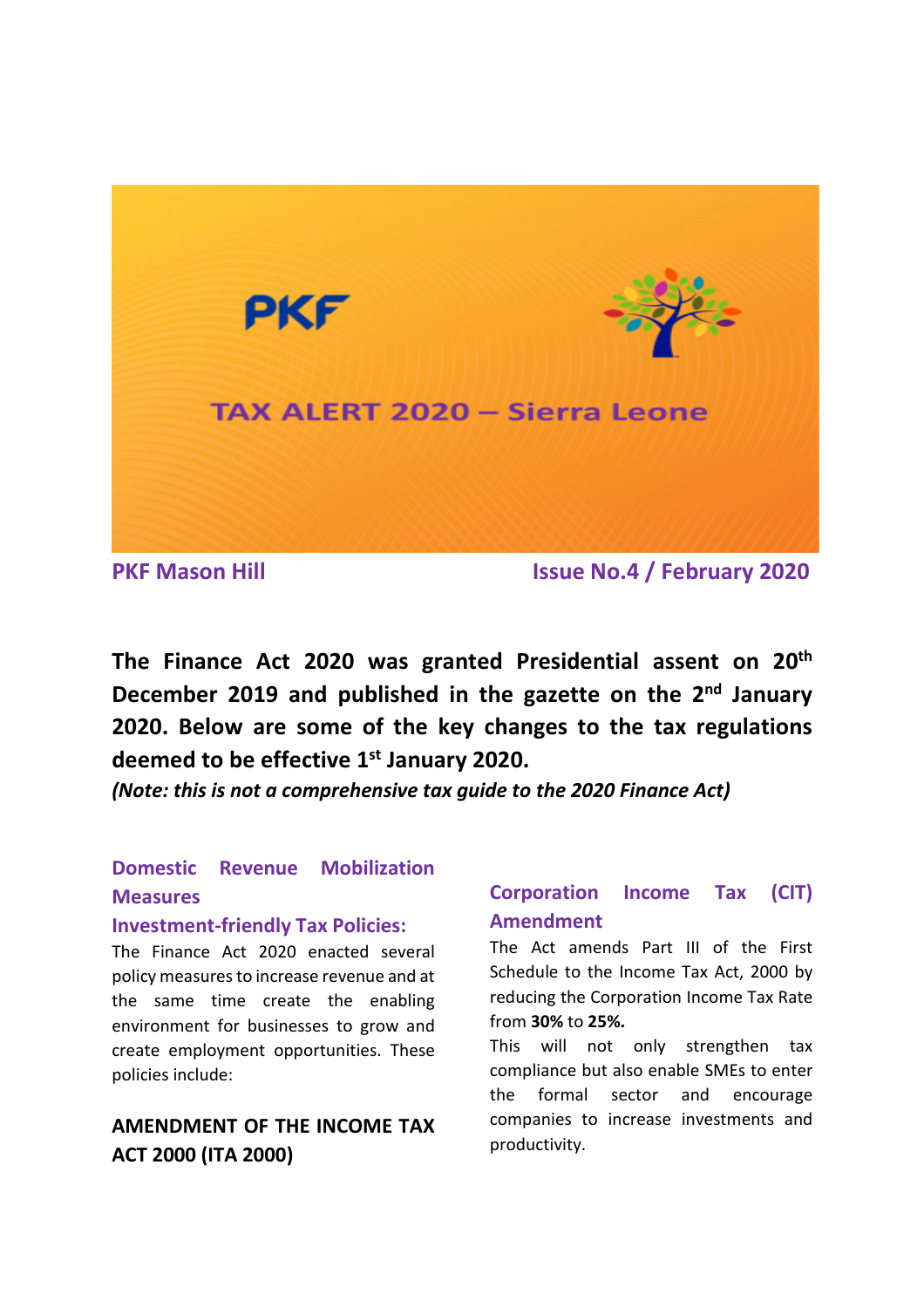# TAX ALERT 2020 – Sierra Leone

**PKF Mason Hill** | **Issue No.4 / February 2020**

**The Finance Act 2020 was granted Presidential assent on 20th December 2019 and published in the gazette on the 2nd January 2020. Below are some of the key changes to the tax regulations deemed to be effective 1st January 2020.**

***(Note: this is not a comprehensive tax guide to the 2020 Finance Act)***

## Domestic Revenue Mobilization Measures

### Investment-friendly Tax Policies:

The Finance Act 2020 enacted several policy measures to increase revenue and at the same time create the enabling environment for businesses to grow and create employment opportunities. These policies include:

### AMENDMENT OF THE INCOME TAX ACT 2000 (ITA 2000)

### Corporation Income Tax (CIT) Amendment

The Act amends Part III of the First Schedule to the Income Tax Act, 2000 by reducing the Corporation Income Tax Rate from **30%** to **25%.**

This will not only strengthen tax compliance but also enable SMEs to enter the formal sector and encourage companies to increase investments and productivity.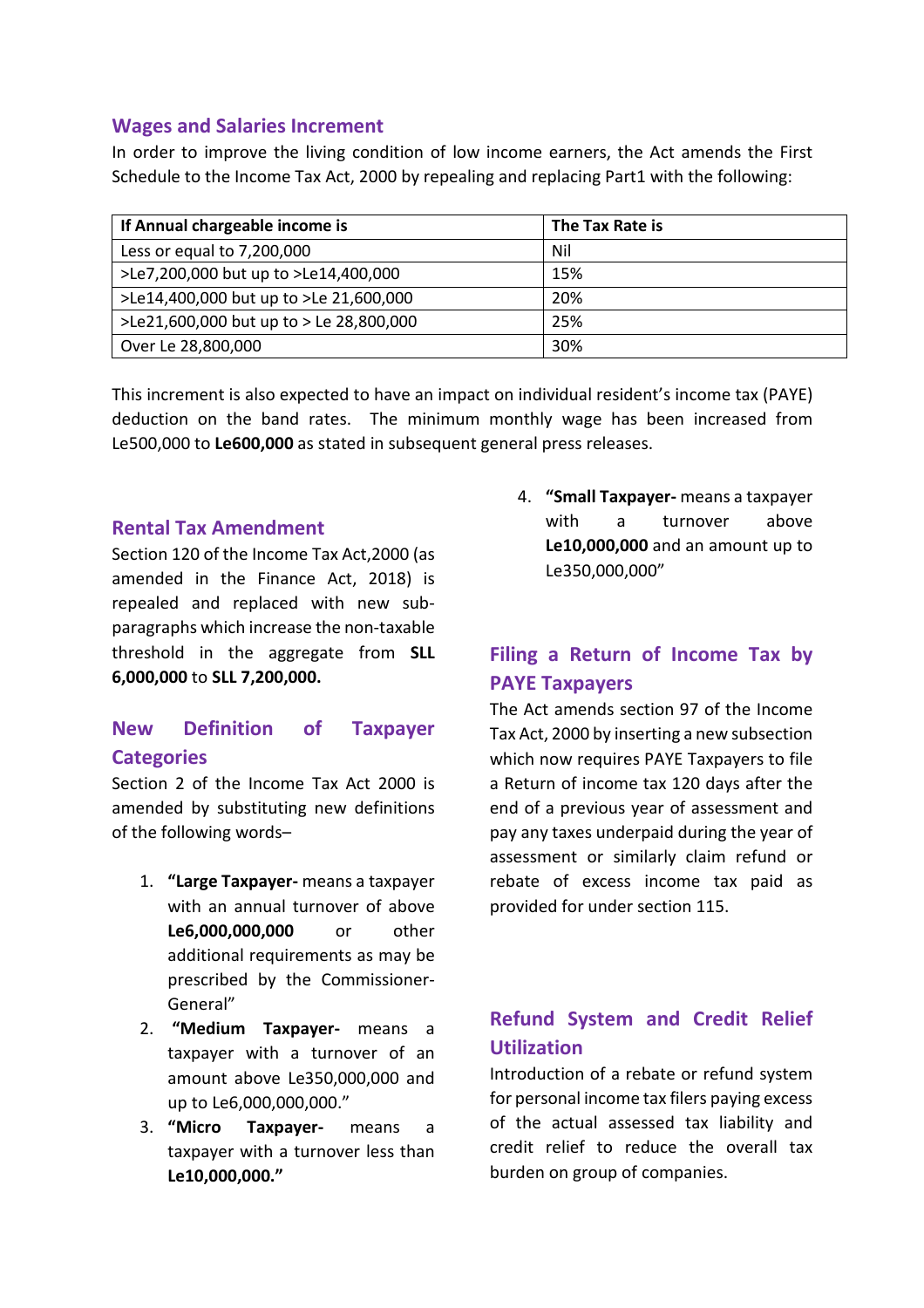## Wages and Salaries Increment

In order to improve the living condition of low income earners, the Act amends the First Schedule to the Income Tax Act, 2000 by repealing and replacing Part1 with the following:

| If Annual chargeable income is | The Tax Rate is |
|---|---|
| Less or equal to 7,200,000 | Nil |
| >Le7,200,000 but up to >Le14,400,000 | 15% |
| >Le14,400,000 but up to >Le 21,600,000 | 20% |
| >Le21,600,000 but up to > Le 28,800,000 | 25% |
| Over Le 28,800,000 | 30% |

This increment is also expected to have an impact on individual resident's income tax (PAYE) deduction on the band rates. The minimum monthly wage has been increased from Le500,000 to **Le600,000** as stated in subsequent general press releases.

## Rental Tax Amendment

Section 120 of the Income Tax Act,2000 (as amended in the Finance Act, 2018) is repealed and replaced with new sub-paragraphs which increase the non-taxable threshold in the aggregate from **SLL 6,000,000** to **SLL 7,200,000.**

## New Definition of Taxpayer Categories

Section 2 of the Income Tax Act 2000 is amended by substituting new definitions of the following words–

1. **"Large Taxpayer-** means a taxpayer with an annual turnover of above **Le6,000,000,000** or other additional requirements as may be prescribed by the Commissioner-General"
2. **"Medium Taxpayer-** means a taxpayer with a turnover of an amount above Le350,000,000 and up to Le6,000,000,000."
3. **"Micro Taxpayer-** means a taxpayer with a turnover less than **Le10,000,000."**
4. **"Small Taxpayer-** means a taxpayer with a turnover above **Le10,000,000** and an amount up to Le350,000,000"

## Filing a Return of Income Tax by PAYE Taxpayers

The Act amends section 97 of the Income Tax Act, 2000 by inserting a new subsection which now requires PAYE Taxpayers to file a Return of income tax 120 days after the end of a previous year of assessment and pay any taxes underpaid during the year of assessment or similarly claim refund or rebate of excess income tax paid as provided for under section 115.

## Refund System and Credit Relief Utilization

Introduction of a rebate or refund system for personal income tax filers paying excess of the actual assessed tax liability and credit relief to reduce the overall tax burden on group of companies.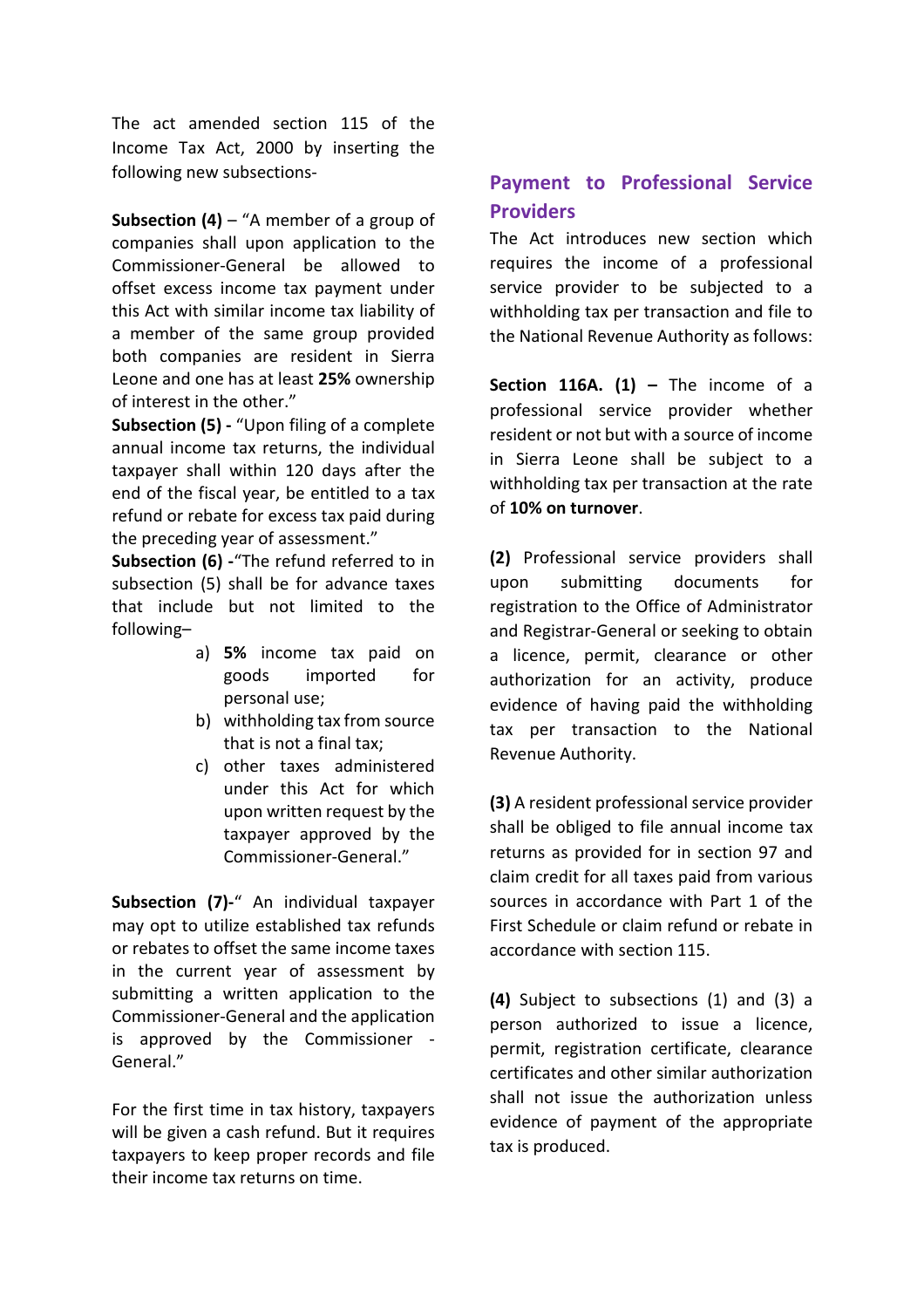The act amended section 115 of the Income Tax Act, 2000 by inserting the following new subsections-

**Subsection (4)** – "A member of a group of companies shall upon application to the Commissioner-General be allowed to offset excess income tax payment under this Act with similar income tax liability of a member of the same group provided both companies are resident in Sierra Leone and one has at least **25%** ownership of interest in the other."

**Subsection (5) -** "Upon filing of a complete annual income tax returns, the individual taxpayer shall within 120 days after the end of the fiscal year, be entitled to a tax refund or rebate for excess tax paid during the preceding year of assessment."

**Subsection (6) -**"The refund referred to in subsection (5) shall be for advance taxes that include but not limited to the following–

a) **5%** income tax paid on goods imported for personal use;
b) withholding tax from source that is not a final tax;
c) other taxes administered under this Act for which upon written request by the taxpayer approved by the Commissioner-General."

**Subsection (7)-**" An individual taxpayer may opt to utilize established tax refunds or rebates to offset the same income taxes in the current year of assessment by submitting a written application to the Commissioner-General and the application is approved by the Commissioner - General."

For the first time in tax history, taxpayers will be given a cash refund. But it requires taxpayers to keep proper records and file their income tax returns on time.

## Payment to Professional Service Providers

The Act introduces new section which requires the income of a professional service provider to be subjected to a withholding tax per transaction and file to the National Revenue Authority as follows:

**Section 116A. (1) –** The income of a professional service provider whether resident or not but with a source of income in Sierra Leone shall be subject to a withholding tax per transaction at the rate of **10% on turnover**.

**(2)** Professional service providers shall upon submitting documents for registration to the Office of Administrator and Registrar-General or seeking to obtain a licence, permit, clearance or other authorization for an activity, produce evidence of having paid the withholding tax per transaction to the National Revenue Authority.

**(3)** A resident professional service provider shall be obliged to file annual income tax returns as provided for in section 97 and claim credit for all taxes paid from various sources in accordance with Part 1 of the First Schedule or claim refund or rebate in accordance with section 115.

**(4)** Subject to subsections (1) and (3) a person authorized to issue a licence, permit, registration certificate, clearance certificates and other similar authorization shall not issue the authorization unless evidence of payment of the appropriate tax is produced.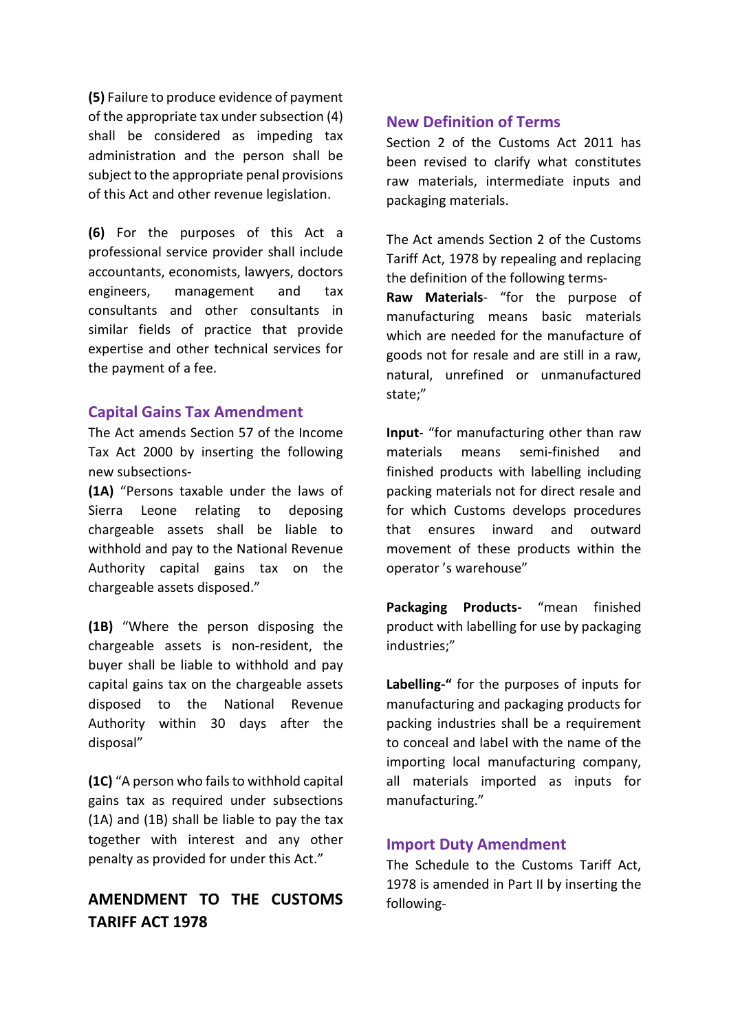**(5)** Failure to produce evidence of payment of the appropriate tax under subsection (4) shall be considered as impeding tax administration and the person shall be subject to the appropriate penal provisions of this Act and other revenue legislation.

**(6)** For the purposes of this Act a professional service provider shall include accountants, economists, lawyers, doctors engineers, management and tax consultants and other consultants in similar fields of practice that provide expertise and other technical services for the payment of a fee.

### Capital Gains Tax Amendment

The Act amends Section 57 of the Income Tax Act 2000 by inserting the following new subsections-

**(1A)** "Persons taxable under the laws of Sierra Leone relating to deposing chargeable assets shall be liable to withhold and pay to the National Revenue Authority capital gains tax on the chargeable assets disposed."

**(1B)** "Where the person disposing the chargeable assets is non-resident, the buyer shall be liable to withhold and pay capital gains tax on the chargeable assets disposed to the National Revenue Authority within 30 days after the disposal"

**(1C)** "A person who fails to withhold capital gains tax as required under subsections (1A) and (1B) shall be liable to pay the tax together with interest and any other penalty as provided for under this Act."

## AMENDMENT TO THE CUSTOMS TARIFF ACT 1978

### New Definition of Terms

Section 2 of the Customs Act 2011 has been revised to clarify what constitutes raw materials, intermediate inputs and packaging materials.

The Act amends Section 2 of the Customs Tariff Act, 1978 by repealing and replacing the definition of the following terms-

**Raw Materials**- "for the purpose of manufacturing means basic materials which are needed for the manufacture of goods not for resale and are still in a raw, natural, unrefined or unmanufactured state;"

**Input**- "for manufacturing other than raw materials means semi-finished and finished products with labelling including packing materials not for direct resale and for which Customs develops procedures that ensures inward and outward movement of these products within the operator 's warehouse"

**Packaging Products-** "mean finished product with labelling for use by packaging industries;"

**Labelling-"** for the purposes of inputs for manufacturing and packaging products for packing industries shall be a requirement to conceal and label with the name of the importing local manufacturing company, all materials imported as inputs for manufacturing."

### Import Duty Amendment

The Schedule to the Customs Tariff Act, 1978 is amended in Part II by inserting the following-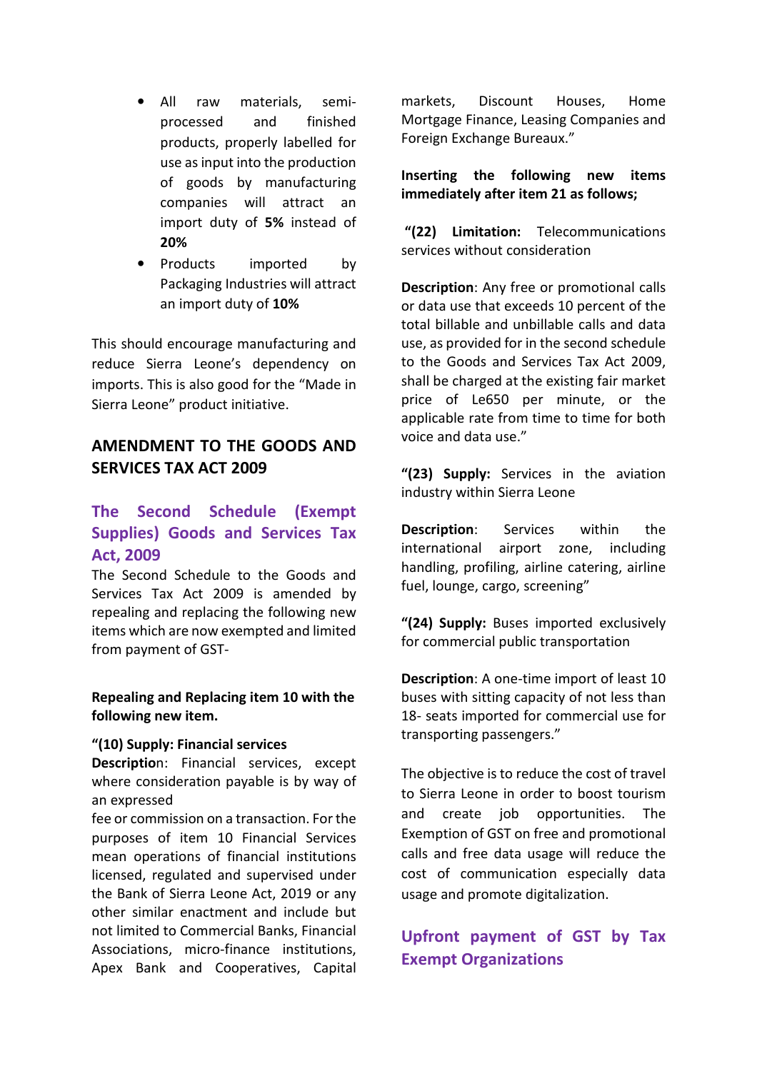- All raw materials, semi-processed and finished products, properly labelled for use as input into the production of goods by manufacturing companies will attract an import duty of **5%** instead of **20%**
- Products imported by Packaging Industries will attract an import duty of **10%**

This should encourage manufacturing and reduce Sierra Leone's dependency on imports. This is also good for the "Made in Sierra Leone" product initiative.

## AMENDMENT TO THE GOODS AND SERVICES TAX ACT 2009

### The Second Schedule (Exempt Supplies) Goods and Services Tax Act, 2009

The Second Schedule to the Goods and Services Tax Act 2009 is amended by repealing and replacing the following new items which are now exempted and limited from payment of GST-

**Repealing and Replacing item 10 with the following new item.**

**"(10) Supply: Financial services**

**Description**: Financial services, except where consideration payable is by way of an expressed fee or commission on a transaction. For the purposes of item 10 Financial Services mean operations of financial institutions licensed, regulated and supervised under the Bank of Sierra Leone Act, 2019 or any other similar enactment and include but not limited to Commercial Banks, Financial Associations, micro-finance institutions, Apex Bank and Cooperatives, Capital markets, Discount Houses, Home Mortgage Finance, Leasing Companies and Foreign Exchange Bureaux."

**Inserting the following new items immediately after item 21 as follows;**

**"(22) Limitation:** Telecommunications services without consideration

**Description**: Any free or promotional calls or data use that exceeds 10 percent of the total billable and unbillable calls and data use, as provided for in the second schedule to the Goods and Services Tax Act 2009, shall be charged at the existing fair market price of Le650 per minute, or the applicable rate from time to time for both voice and data use."

**"(23) Supply:** Services in the aviation industry within Sierra Leone

**Description**: Services within the international airport zone, including handling, profiling, airline catering, airline fuel, lounge, cargo, screening"

**"(24) Supply:** Buses imported exclusively for commercial public transportation

**Description**: A one-time import of least 10 buses with sitting capacity of not less than 18- seats imported for commercial use for transporting passengers."

The objective is to reduce the cost of travel to Sierra Leone in order to boost tourism and create job opportunities. The Exemption of GST on free and promotional calls and free data usage will reduce the cost of communication especially data usage and promote digitalization.

### Upfront payment of GST by Tax Exempt Organizations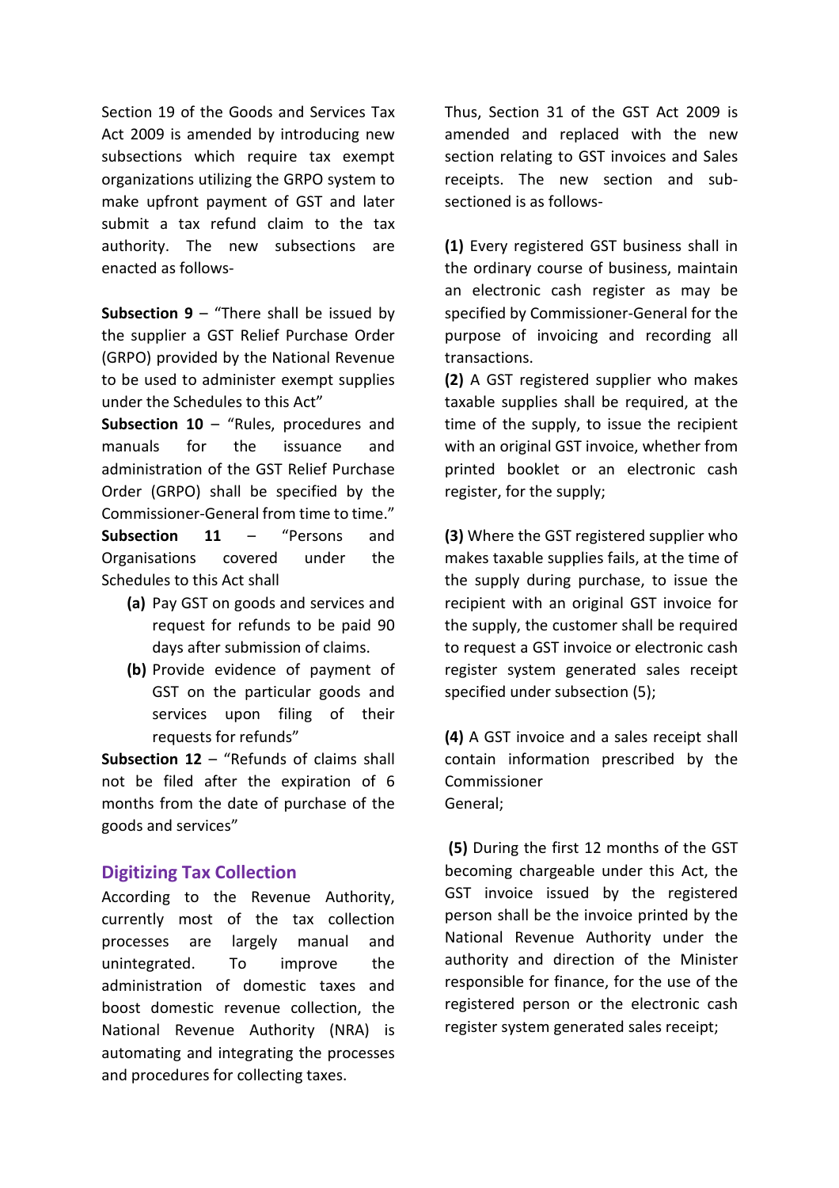Section 19 of the Goods and Services Tax Act 2009 is amended by introducing new subsections which require tax exempt organizations utilizing the GRPO system to make upfront payment of GST and later submit a tax refund claim to the tax authority. The new subsections are enacted as follows-

**Subsection 9** – "There shall be issued by the supplier a GST Relief Purchase Order (GRPO) provided by the National Revenue to be used to administer exempt supplies under the Schedules to this Act"

**Subsection 10** – "Rules, procedures and manuals for the issuance and administration of the GST Relief Purchase Order (GRPO) shall be specified by the Commissioner-General from time to time."

**Subsection 11** – "Persons and Organisations covered under the Schedules to this Act shall

- **(a)** Pay GST on goods and services and request for refunds to be paid 90 days after submission of claims.
- **(b)** Provide evidence of payment of GST on the particular goods and services upon filing of their requests for refunds"

**Subsection 12** – "Refunds of claims shall not be filed after the expiration of 6 months from the date of purchase of the goods and services"

## Digitizing Tax Collection

According to the Revenue Authority, currently most of the tax collection processes are largely manual and unintegrated. To improve the administration of domestic taxes and boost domestic revenue collection, the National Revenue Authority (NRA) is automating and integrating the processes and procedures for collecting taxes.

Thus, Section 31 of the GST Act 2009 is amended and replaced with the new section relating to GST invoices and Sales receipts. The new section and sub-sectioned is as follows-

**(1)** Every registered GST business shall in the ordinary course of business, maintain an electronic cash register as may be specified by Commissioner-General for the purpose of invoicing and recording all transactions.

**(2)** A GST registered supplier who makes taxable supplies shall be required, at the time of the supply, to issue the recipient with an original GST invoice, whether from printed booklet or an electronic cash register, for the supply;

**(3)** Where the GST registered supplier who makes taxable supplies fails, at the time of the supply during purchase, to issue the recipient with an original GST invoice for the supply, the customer shall be required to request a GST invoice or electronic cash register system generated sales receipt specified under subsection (5);

**(4)** A GST invoice and a sales receipt shall contain information prescribed by the Commissioner General;

**(5)** During the first 12 months of the GST becoming chargeable under this Act, the GST invoice issued by the registered person shall be the invoice printed by the National Revenue Authority under the authority and direction of the Minister responsible for finance, for the use of the registered person or the electronic cash register system generated sales receipt;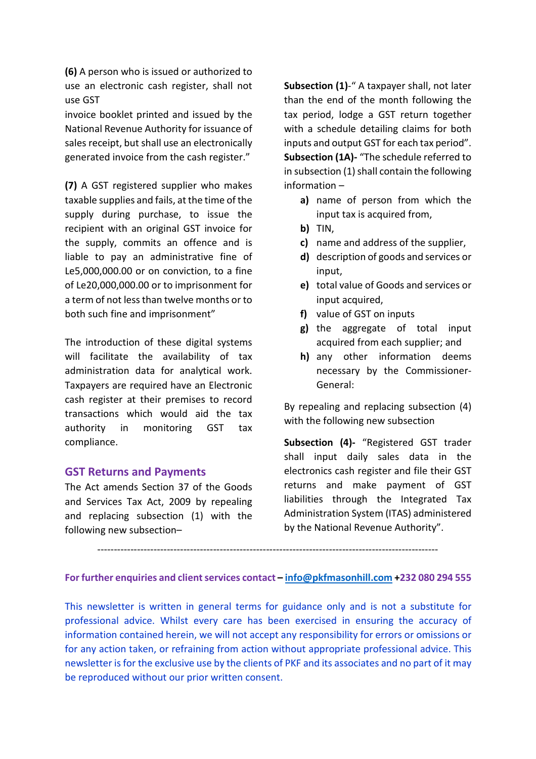**(6)** A person who is issued or authorized to use an electronic cash register, shall not use GST invoice booklet printed and issued by the National Revenue Authority for issuance of sales receipt, but shall use an electronically generated invoice from the cash register."

**(7)** A GST registered supplier who makes taxable supplies and fails, at the time of the supply during purchase, to issue the recipient with an original GST invoice for the supply, commits an offence and is liable to pay an administrative fine of Le5,000,000.00 or on conviction, to a fine of Le20,000,000.00 or to imprisonment for a term of not less than twelve months or to both such fine and imprisonment"

The introduction of these digital systems will facilitate the availability of tax administration data for analytical work. Taxpayers are required have an Electronic cash register at their premises to record transactions which would aid the tax authority in monitoring GST tax compliance.

## GST Returns and Payments

The Act amends Section 37 of the Goods and Services Tax Act, 2009 by repealing and replacing subsection (1) with the following new subsection–

**Subsection (1)**-" A taxpayer shall, not later than the end of the month following the tax period, lodge a GST return together with a schedule detailing claims for both inputs and output GST for each tax period". **Subsection (1A)-** "The schedule referred to in subsection (1) shall contain the following information –

- **a)** name of person from which the input tax is acquired from,
- **b)** TIN,
- **c)** name and address of the supplier,
- **d)** description of goods and services or input,
- **e)** total value of Goods and services or input acquired,
- **f)** value of GST on inputs
- **g)** the aggregate of total input acquired from each supplier; and
- **h)** any other information deems necessary by the Commissioner-General:

By repealing and replacing subsection (4) with the following new subsection

**Subsection (4)-** "Registered GST trader shall input daily sales data in the electronics cash register and file their GST returns and make payment of GST liabilities through the Integrated Tax Administration System (ITAS) administered by the National Revenue Authority".

---

**For further enquiries and client services contact – info@pkfmasonhill.com +232 080 294 555**

This newsletter is written in general terms for guidance only and is not a substitute for professional advice. Whilst every care has been exercised in ensuring the accuracy of information contained herein, we will not accept any responsibility for errors or omissions or for any action taken, or refraining from action without appropriate professional advice. This newsletter is for the exclusive use by the clients of PKF and its associates and no part of it may be reproduced without our prior written consent.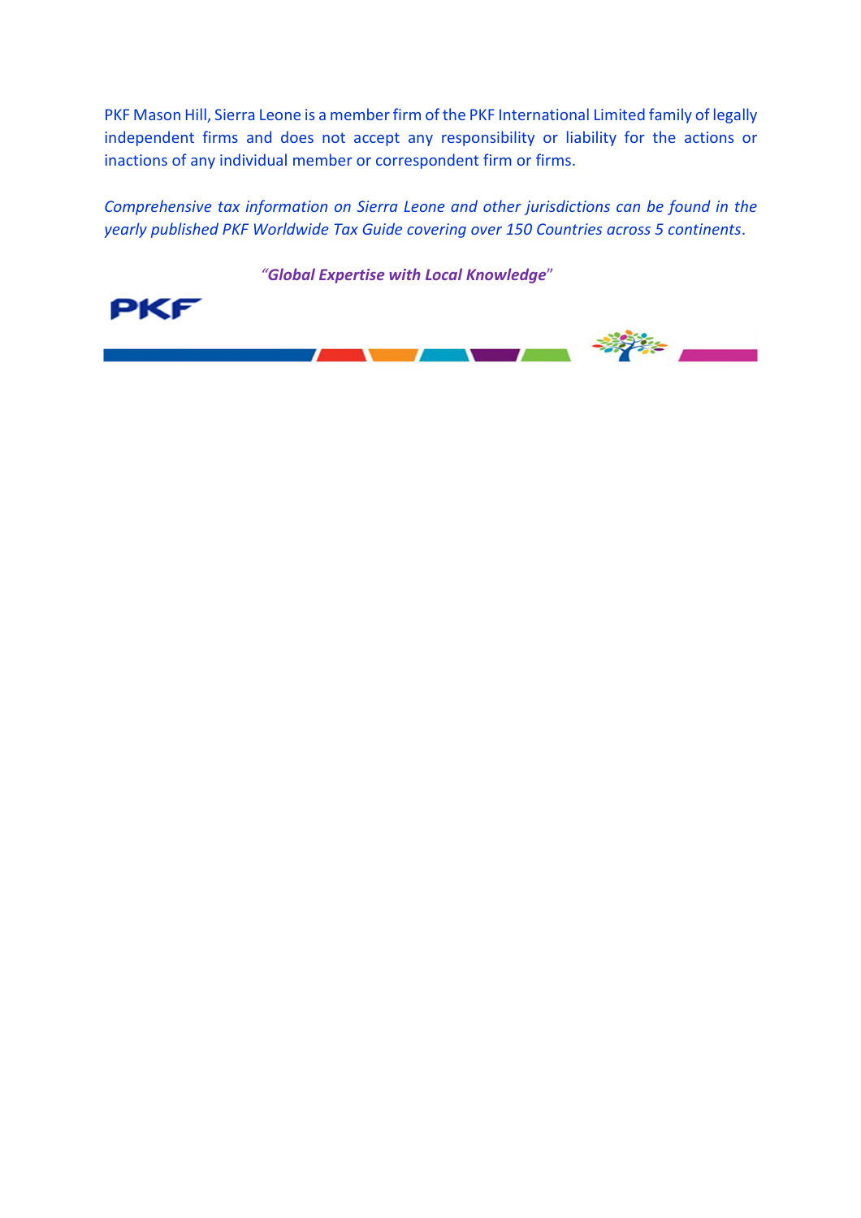PKF Mason Hill, Sierra Leone is a member firm of the PKF International Limited family of legally independent firms and does not accept any responsibility or liability for the actions or inactions of any individual member or correspondent firm or firms.

*Comprehensive tax information on Sierra Leone and other jurisdictions can be found in the yearly published PKF Worldwide Tax Guide covering over 150 Countries across 5 continents*.

*"**Global Expertise with Local Knowledge**"*

PKF